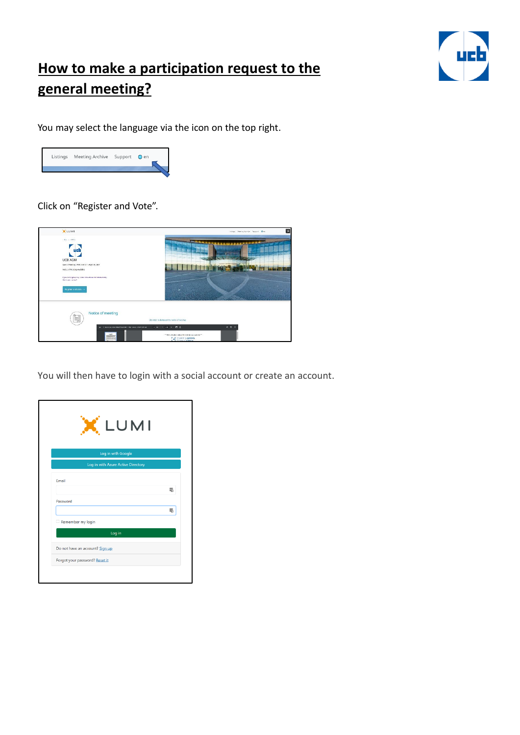# How to make a participation request to the general meeting?

You may select the language via the icon on the top right.

Click on "Register and Vote".

You will then have to login with a social account or create an account.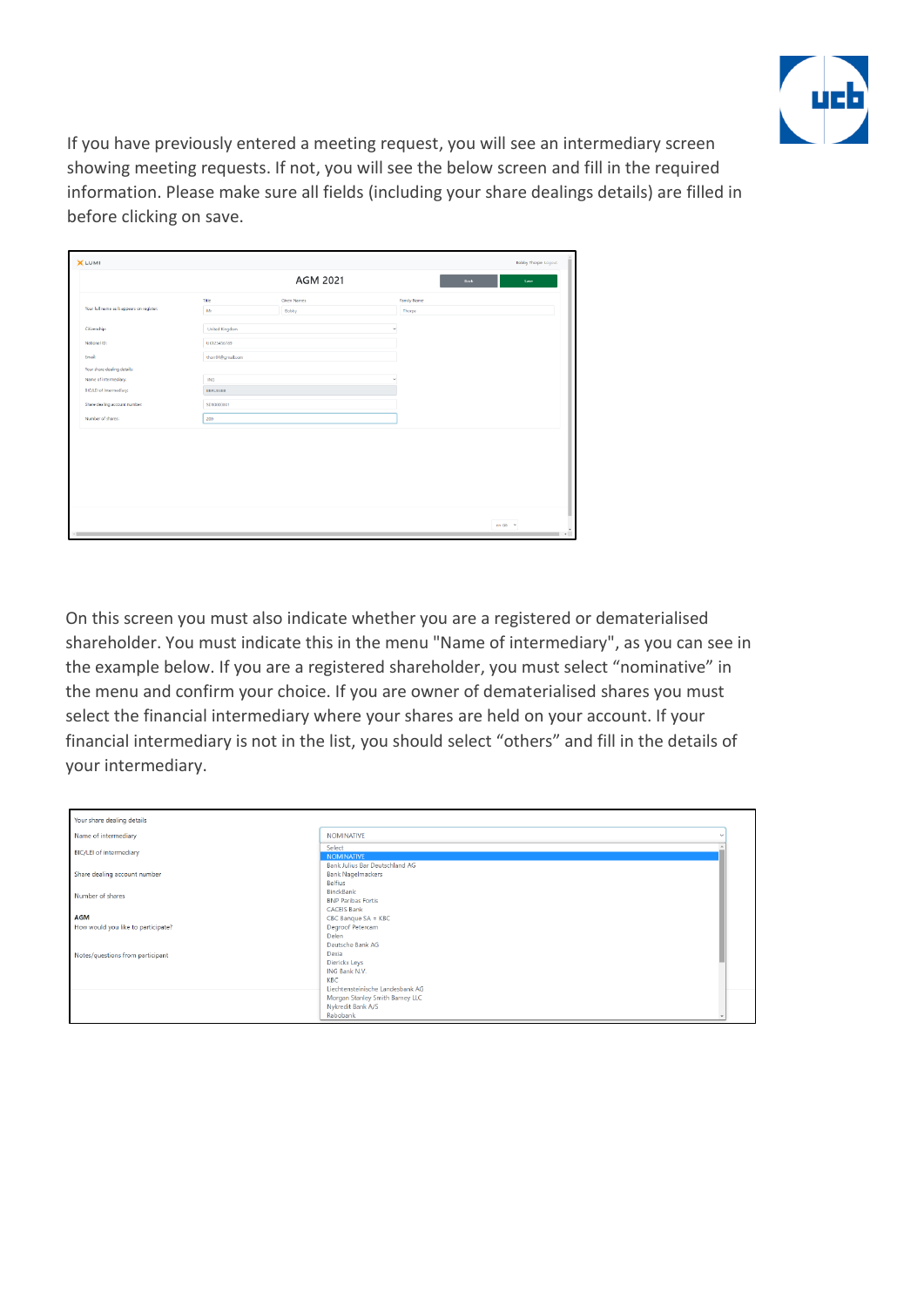If you have previously entered a meeting request, you will see an intermediary screen showing meeting requests. If not, you will see the below screen and fill in the required information. Please make sure all fields (including your share dealings details) are filled in before clicking on save.

On this screen you must also indicate whether you are a registered or dematerialised shareholder. You must indicate this in the menu "Name of intermediary", as you can see in the example below. If you are a registered shareholder, you must select "nominative" in the menu and confirm your choice. If you are owner of dematerialised shares you must select the financial intermediary where your shares are held on your account. If your financial intermediary is not in the list, you should select "others" and fill in the details of your intermediary.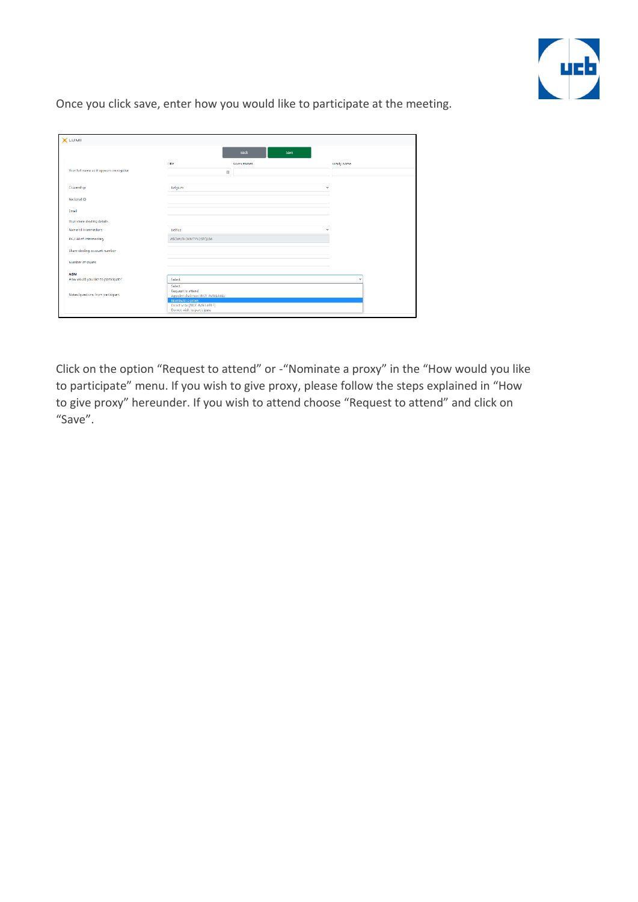Once you click save, enter how you would like to participate at the meeting.

Click on the option “Request to attend” or -“Nominate a proxy” in the “How would you like to participate” menu. If you wish to give proxy, please follow the steps explained in “How to give proxy” hereunder. If you wish to attend choose “Request to attend” and click on “Save”.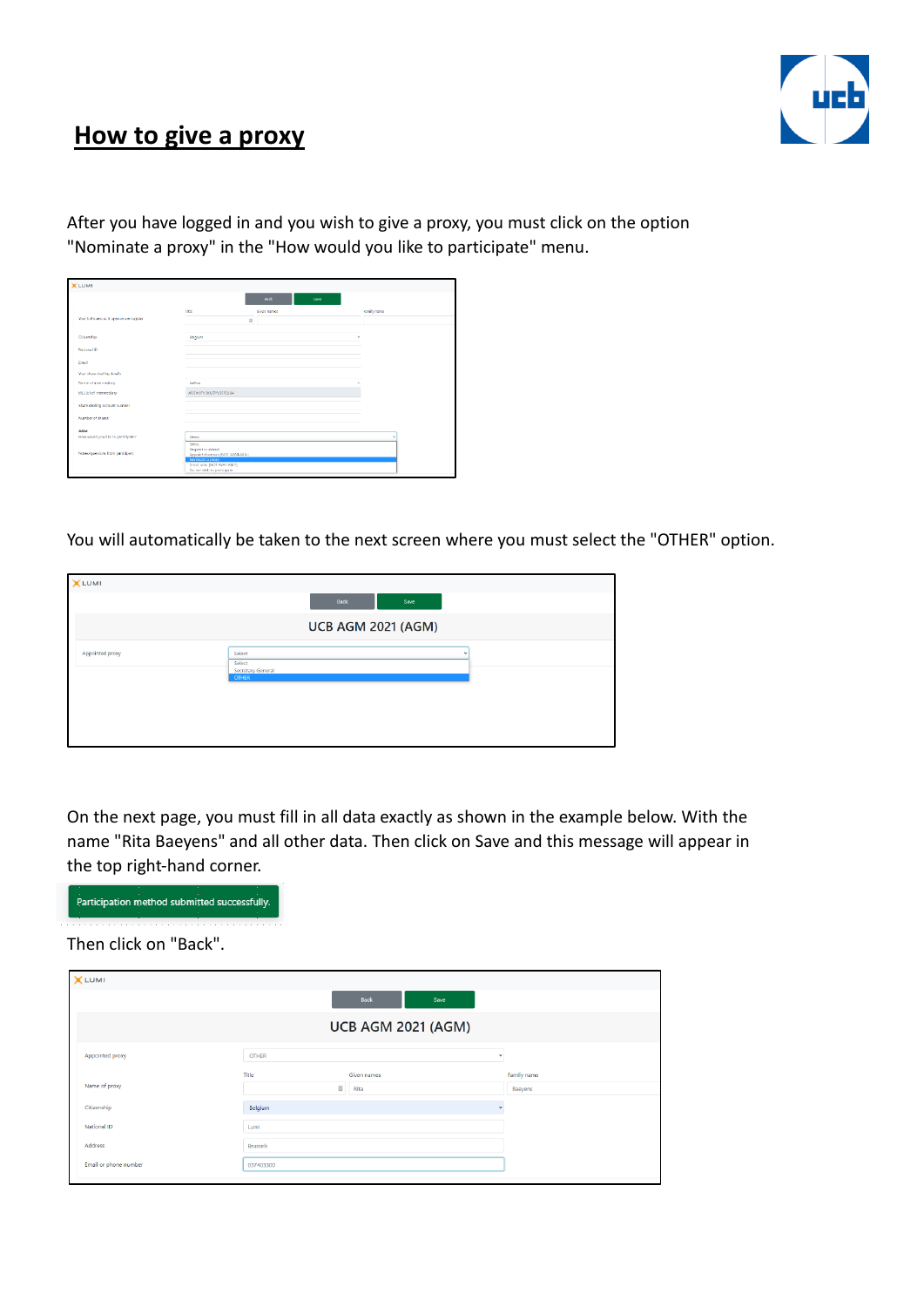# How to give a proxy

After you have logged in and you wish to give a proxy, you must click on the option "Nominate a proxy" in the "How would you like to participate" menu.

You will automatically be taken to the next screen where you must select the "OTHER" option.

On the next page, you must fill in all data exactly as shown in the example below. With the name "Rita Baeyens" and all other data. Then click on Save and this message will appear in the top right-hand corner.

Participation method submitted successfully.

Then click on "Back".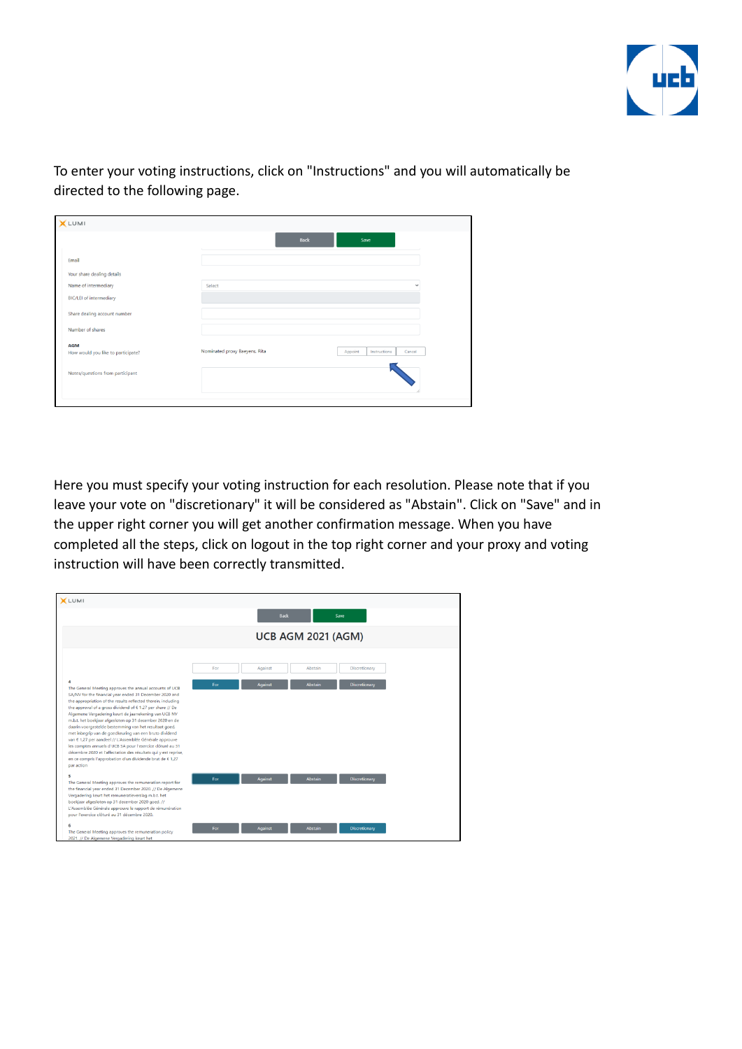To enter your voting instructions, click on "Instructions" and you will automatically be directed to the following page.

Here you must specify your voting instruction for each resolution. Please note that if you leave your vote on "discretionary" it will be considered as "Abstain". Click on "Save" and in the upper right corner you will get another confirmation message. When you have completed all the steps, click on logout in the top right corner and your proxy and voting instruction will have been correctly transmitted.